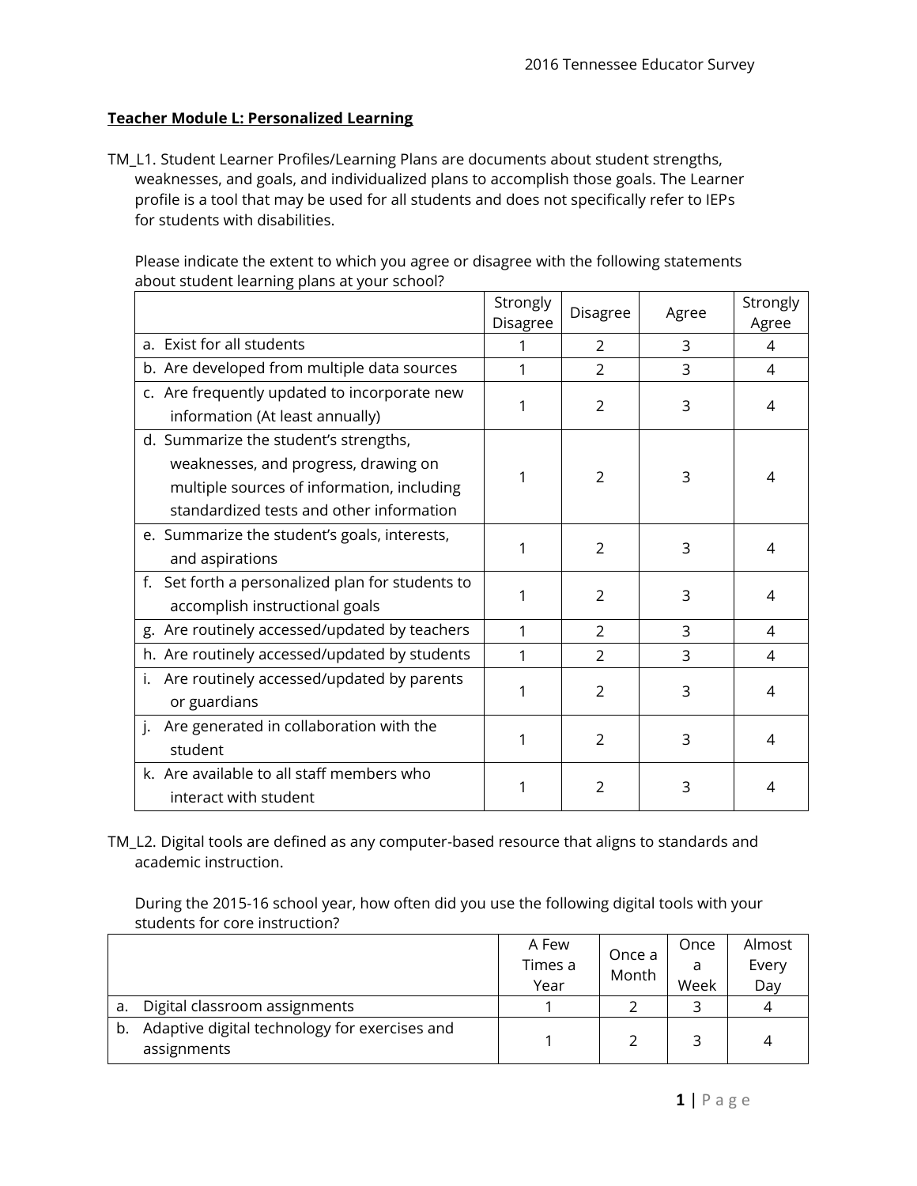**Teacher Module L: Personalized Learning**

TM_L1. Student Learner Profiles/Learning Plans are documents about student strengths, weaknesses, and goals, and individualized plans to accomplish those goals. The Learner profile is a tool that may be used for all students and does not specifically refer to IEPs for students with disabilities.

Please indicate the extent to which you agree or disagree with the following statements about student learning plans at your school?

| | Strongly Disagree | Disagree | Agree | Strongly Agree |
|---|---|---|---|---|
| a. Exist for all students | 1 | 2 | 3 | 4 |
| b. Are developed from multiple data sources | 1 | 2 | 3 | 4 |
| c. Are frequently updated to incorporate new information (At least annually) | 1 | 2 | 3 | 4 |
| d. Summarize the student's strengths, weaknesses, and progress, drawing on multiple sources of information, including standardized tests and other information | 1 | 2 | 3 | 4 |
| e. Summarize the student's goals, interests, and aspirations | 1 | 2 | 3 | 4 |
| f. Set forth a personalized plan for students to accomplish instructional goals | 1 | 2 | 3 | 4 |
| g. Are routinely accessed/updated by teachers | 1 | 2 | 3 | 4 |
| h. Are routinely accessed/updated by students | 1 | 2 | 3 | 4 |
| i. Are routinely accessed/updated by parents or guardians | 1 | 2 | 3 | 4 |
| j. Are generated in collaboration with the student | 1 | 2 | 3 | 4 |
| k. Are available to all staff members who interact with student | 1 | 2 | 3 | 4 |

TM_L2. Digital tools are defined as any computer-based resource that aligns to standards and academic instruction.

During the 2015-16 school year, how often did you use the following digital tools with your students for core instruction?

| | A Few Times a Year | Once a Month | Once a Week | Almost Every Day |
|---|---|---|---|---|
| a. Digital classroom assignments | 1 | 2 | 3 | 4 |
| b. Adaptive digital technology for exercises and assignments | 1 | 2 | 3 | 4 |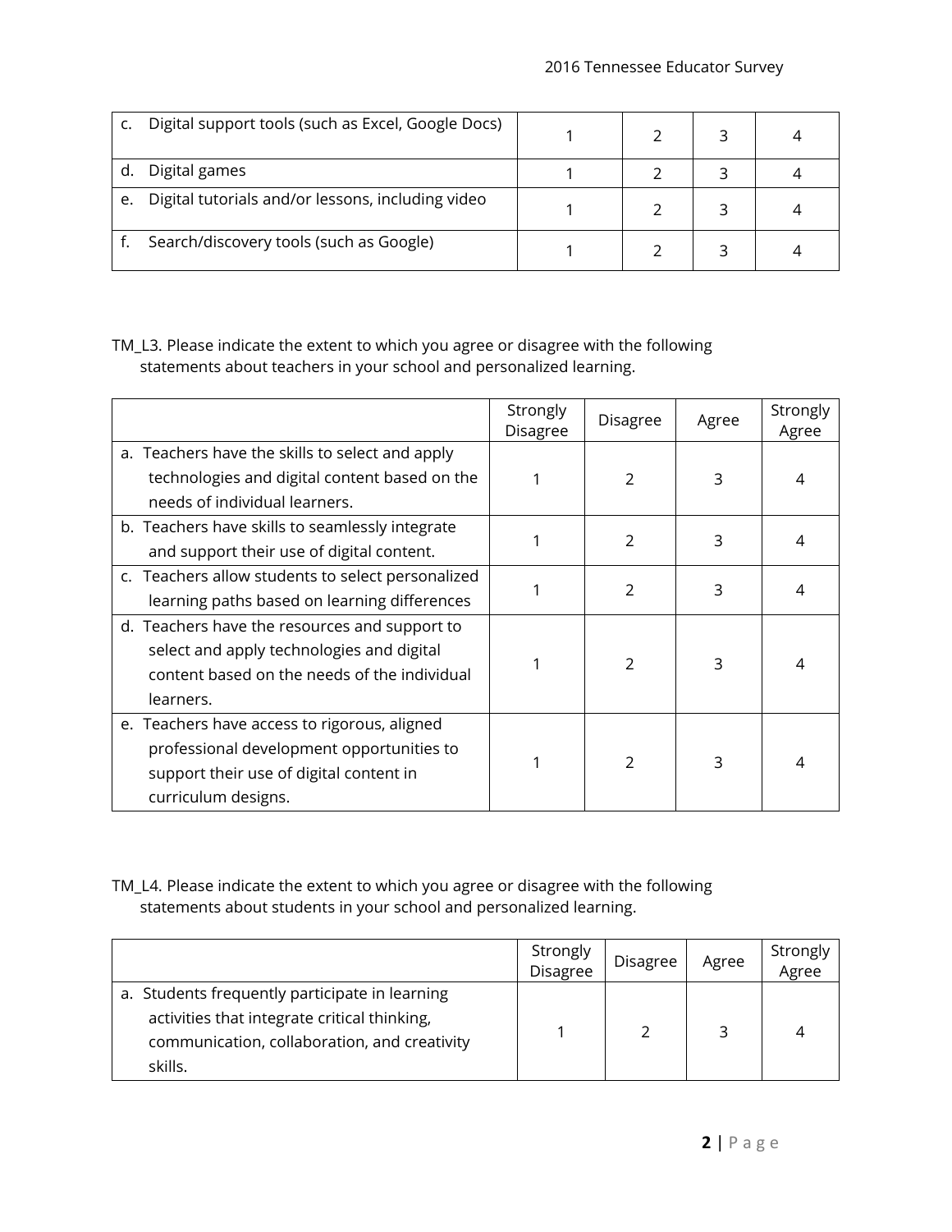| | | | | |
|---|---|---|---|---|
| c. Digital support tools (such as Excel, Google Docs) | 1 | 2 | 3 | 4 |
| d. Digital games | 1 | 2 | 3 | 4 |
| e. Digital tutorials and/or lessons, including video | 1 | 2 | 3 | 4 |
| f. Search/discovery tools (such as Google) | 1 | 2 | 3 | 4 |

TM_L3. Please indicate the extent to which you agree or disagree with the following statements about teachers in your school and personalized learning.

| | Strongly Disagree | Disagree | Agree | Strongly Agree |
|---|---|---|---|---|
| a. Teachers have the skills to select and apply technologies and digital content based on the needs of individual learners. | 1 | 2 | 3 | 4 |
| b. Teachers have skills to seamlessly integrate and support their use of digital content. | 1 | 2 | 3 | 4 |
| c. Teachers allow students to select personalized learning paths based on learning differences | 1 | 2 | 3 | 4 |
| d. Teachers have the resources and support to select and apply technologies and digital content based on the needs of the individual learners. | 1 | 2 | 3 | 4 |
| e. Teachers have access to rigorous, aligned professional development opportunities to support their use of digital content in curriculum designs. | 1 | 2 | 3 | 4 |

TM_L4. Please indicate the extent to which you agree or disagree with the following statements about students in your school and personalized learning.

| | Strongly Disagree | Disagree | Agree | Strongly Agree |
|---|---|---|---|---|
| a. Students frequently participate in learning activities that integrate critical thinking, communication, collaboration, and creativity skills. | 1 | 2 | 3 | 4 |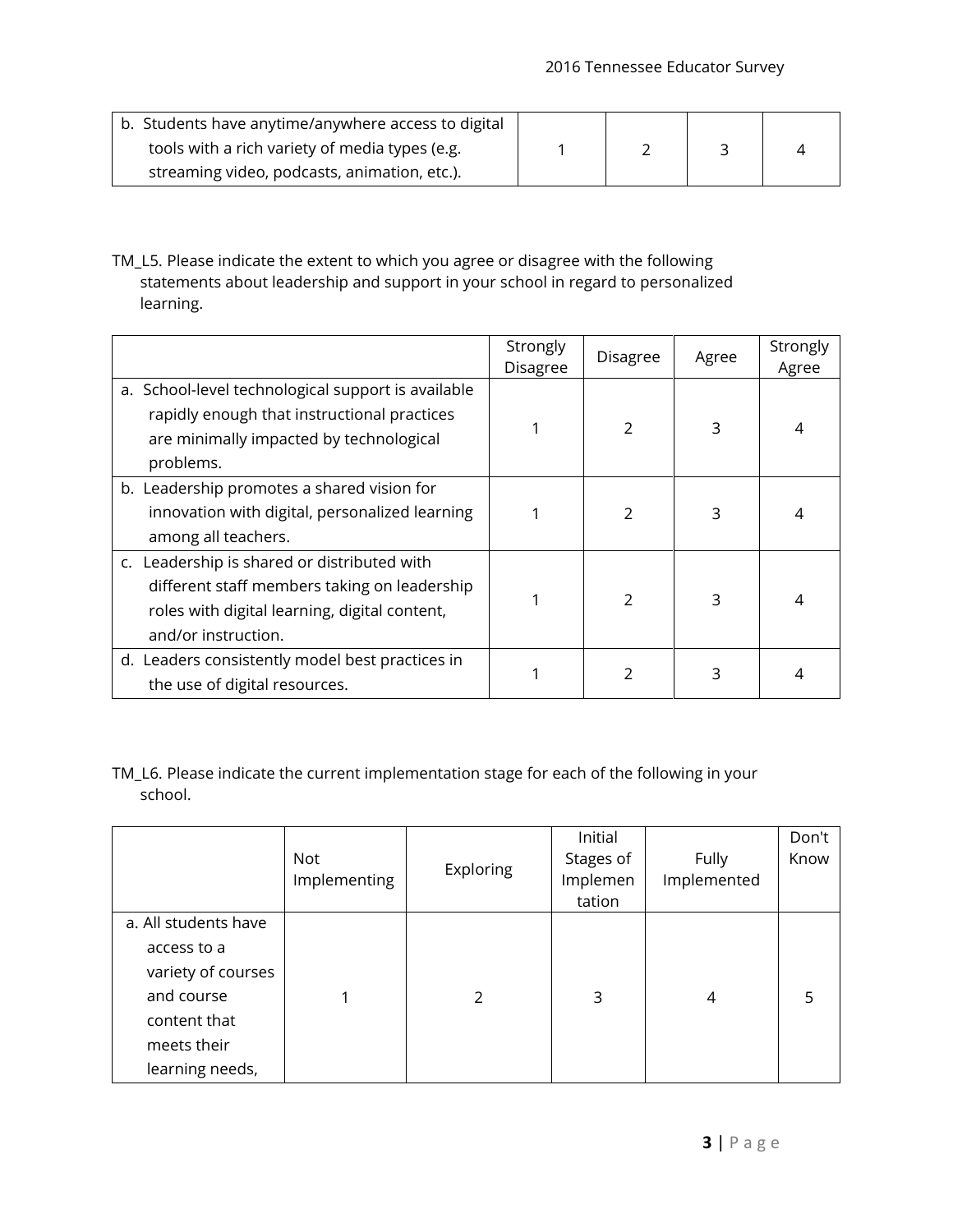| | | | | |
|---|---|---|---|---|
| b. Students have anytime/anywhere access to digital tools with a rich variety of media types (e.g. streaming video, podcasts, animation, etc.). | 1 | 2 | 3 | 4 |

TM_L5. Please indicate the extent to which you agree or disagree with the following statements about leadership and support in your school in regard to personalized learning.

| | Strongly Disagree | Disagree | Agree | Strongly Agree |
|---|---|---|---|---|
| a. School-level technological support is available rapidly enough that instructional practices are minimally impacted by technological problems. | 1 | 2 | 3 | 4 |
| b. Leadership promotes a shared vision for innovation with digital, personalized learning among all teachers. | 1 | 2 | 3 | 4 |
| c. Leadership is shared or distributed with different staff members taking on leadership roles with digital learning, digital content, and/or instruction. | 1 | 2 | 3 | 4 |
| d. Leaders consistently model best practices in the use of digital resources. | 1 | 2 | 3 | 4 |

TM_L6. Please indicate the current implementation stage for each of the following in your school.

| | Not Implementing | Exploring | Initial Stages of Implementation | Fully Implemented | Don't Know |
|---|---|---|---|---|---|
| a. All students have access to a variety of courses and course content that meets their learning needs, | 1 | 2 | 3 | 4 | 5 |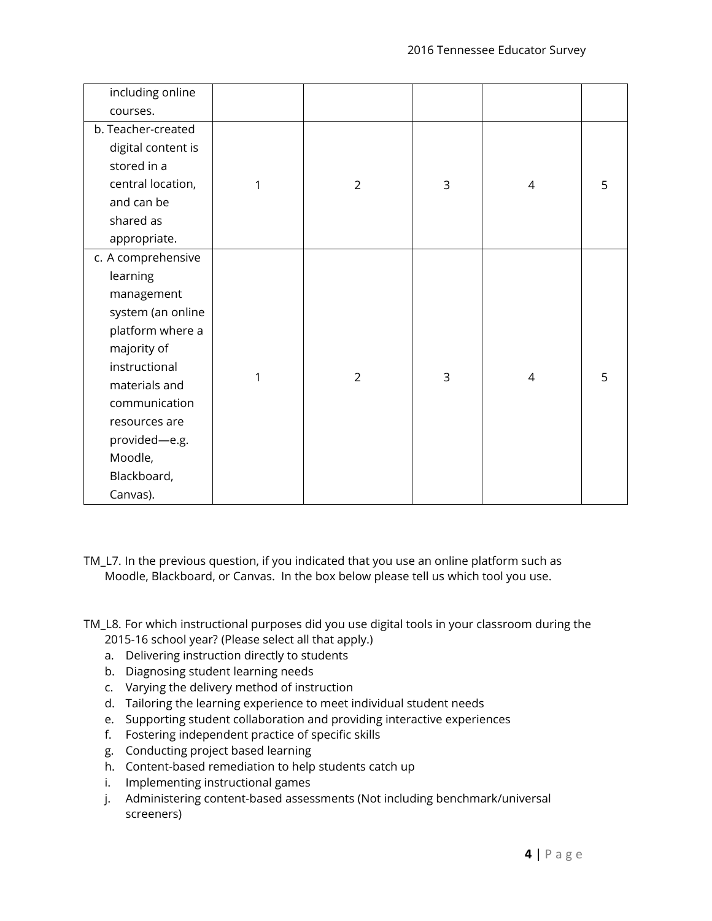| | | | | | |
|---|---|---|---|---|---|
| including online courses. | | | | | |
| b. Teacher-created digital content is stored in a central location, and can be shared as appropriate. | 1 | 2 | 3 | 4 | 5 |
| c. A comprehensive learning management system (an online platform where a majority of instructional materials and communication resources are provided—e.g. Moodle, Blackboard, Canvas). | 1 | 2 | 3 | 4 | 5 |

TM_L7. In the previous question, if you indicated that you use an online platform such as Moodle, Blackboard, or Canvas. In the box below please tell us which tool you use.

TM_L8. For which instructional purposes did you use digital tools in your classroom during the 2015-16 school year? (Please select all that apply.)

a. Delivering instruction directly to students
b. Diagnosing student learning needs
c. Varying the delivery method of instruction
d. Tailoring the learning experience to meet individual student needs
e. Supporting student collaboration and providing interactive experiences
f. Fostering independent practice of specific skills
g. Conducting project based learning
h. Content-based remediation to help students catch up
i. Implementing instructional games
j. Administering content-based assessments (Not including benchmark/universal screeners)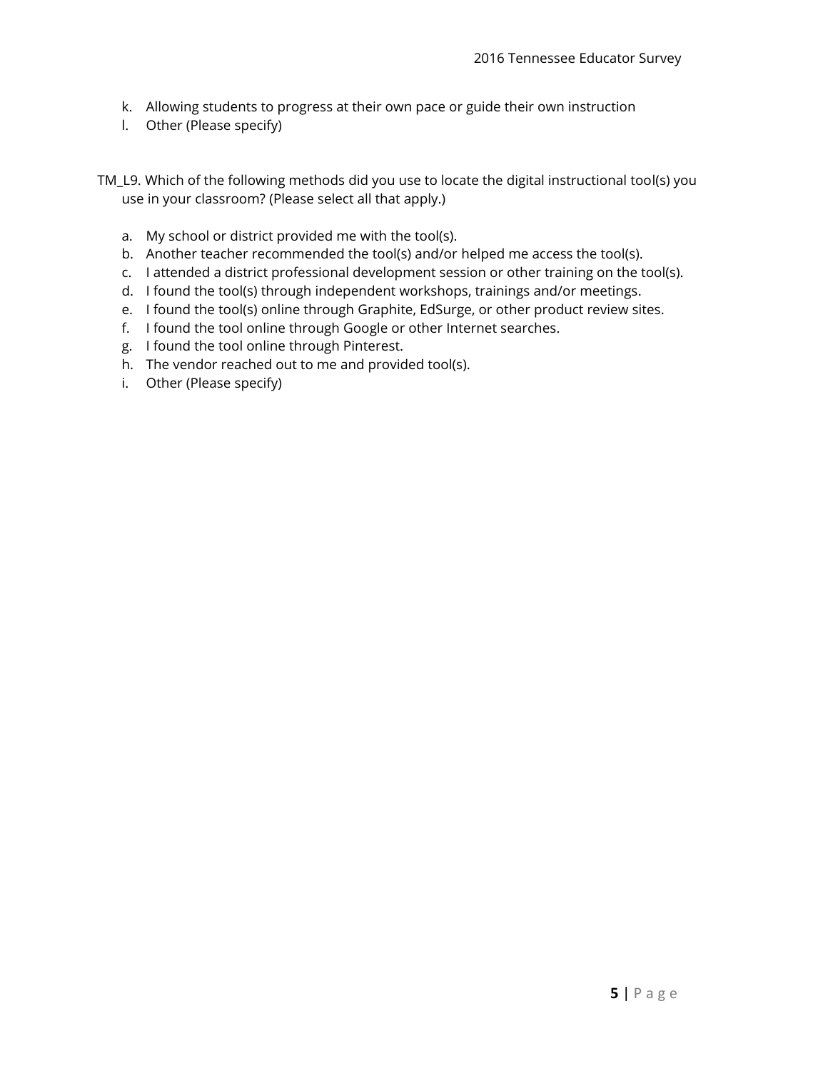k. Allowing students to progress at their own pace or guide their own instruction
l. Other (Please specify)

TM_L9. Which of the following methods did you use to locate the digital instructional tool(s) you use in your classroom? (Please select all that apply.)

a. My school or district provided me with the tool(s).
b. Another teacher recommended the tool(s) and/or helped me access the tool(s).
c. I attended a district professional development session or other training on the tool(s).
d. I found the tool(s) through independent workshops, trainings and/or meetings.
e. I found the tool(s) online through Graphite, EdSurge, or other product review sites.
f. I found the tool online through Google or other Internet searches.
g. I found the tool online through Pinterest.
h. The vendor reached out to me and provided tool(s).
i. Other (Please specify)